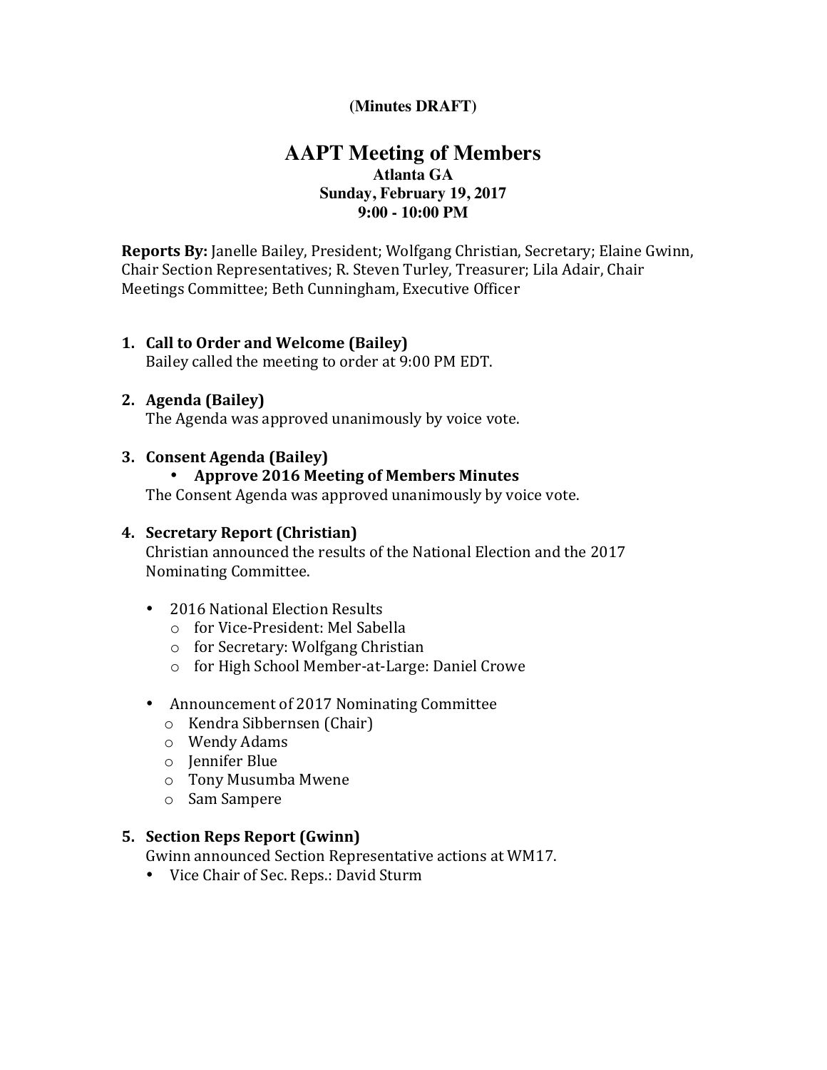**(Minutes DRAFT)**

# AAPT Meeting of Members

**Atlanta GA**
**Sunday, February 19, 2017**
**9:00 - 10:00 PM**

**Reports By:** Janelle Bailey, President; Wolfgang Christian, Secretary; Elaine Gwinn, Chair Section Representatives; R. Steven Turley, Treasurer; Lila Adair, Chair Meetings Committee; Beth Cunningham, Executive Officer

1. **Call to Order and Welcome (Bailey)**
   Bailey called the meeting to order at 9:00 PM EDT.

2. **Agenda (Bailey)**
   The Agenda was approved unanimously by voice vote.

3. **Consent Agenda (Bailey)**
   - **Approve 2016 Meeting of Members Minutes**

   The Consent Agenda was approved unanimously by voice vote.

4. **Secretary Report (Christian)**
   Christian announced the results of the National Election and the 2017 Nominating Committee.

   - 2016 National Election Results
     - for Vice-President: Mel Sabella
     - for Secretary: Wolfgang Christian
     - for High School Member-at-Large: Daniel Crowe
   - Announcement of 2017 Nominating Committee
     - Kendra Sibbernsen (Chair)
     - Wendy Adams
     - Jennifer Blue
     - Tony Musumba Mwene
     - Sam Sampere

5. **Section Reps Report (Gwinn)**
   Gwinn announced Section Representative actions at WM17.
   - Vice Chair of Sec. Reps.: David Sturm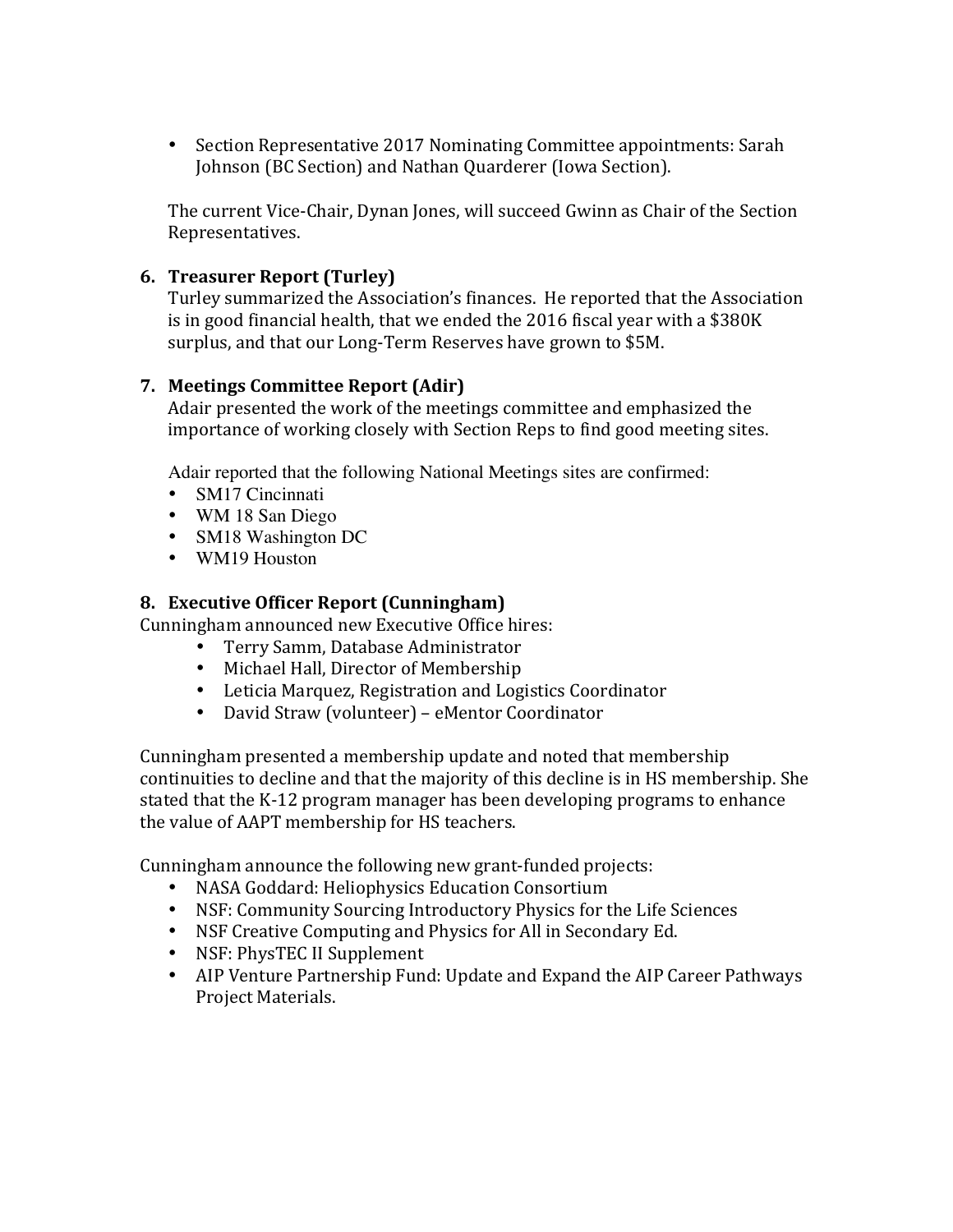- Section Representative 2017 Nominating Committee appointments: Sarah Johnson (BC Section) and Nathan Quarderer (Iowa Section).

The current Vice-Chair, Dynan Jones, will succeed Gwinn as Chair of the Section Representatives.

6. **Treasurer Report (Turley)**
   Turley summarized the Association's finances. He reported that the Association is in good financial health, that we ended the 2016 fiscal year with a $380K surplus, and that our Long-Term Reserves have grown to $5M.

7. **Meetings Committee Report (Adir)**
   Adair presented the work of the meetings committee and emphasized the importance of working closely with Section Reps to find good meeting sites.

   Adair reported that the following National Meetings sites are confirmed:
   - SM17 Cincinnati
   - WM 18 San Diego
   - SM18 Washington DC
   - WM19 Houston

8. **Executive Officer Report (Cunningham)**

Cunningham announced new Executive Office hires:

- Terry Samm, Database Administrator
- Michael Hall, Director of Membership
- Leticia Marquez, Registration and Logistics Coordinator
- David Straw (volunteer) – eMentor Coordinator

Cunningham presented a membership update and noted that membership continuities to decline and that the majority of this decline is in HS membership. She stated that the K-12 program manager has been developing programs to enhance the value of AAPT membership for HS teachers.

Cunningham announce the following new grant-funded projects:

- NASA Goddard: Heliophysics Education Consortium
- NSF: Community Sourcing Introductory Physics for the Life Sciences
- NSF Creative Computing and Physics for All in Secondary Ed.
- NSF: PhysTEC II Supplement
- AIP Venture Partnership Fund: Update and Expand the AIP Career Pathways Project Materials.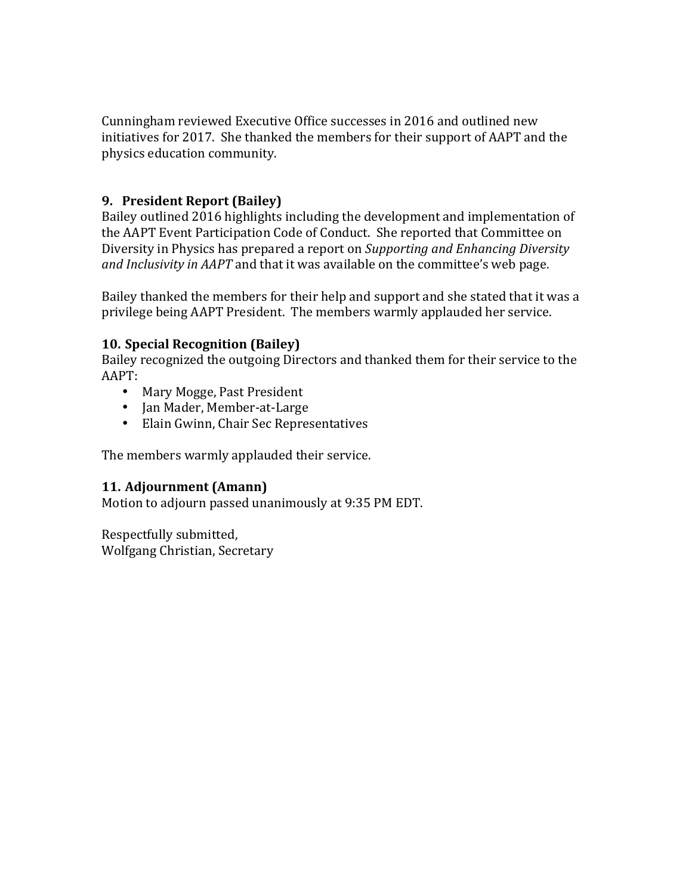Cunningham reviewed Executive Office successes in 2016 and outlined new initiatives for 2017. She thanked the members for their support of AAPT and the physics education community.

### 9. President Report (Bailey)

Bailey outlined 2016 highlights including the development and implementation of the AAPT Event Participation Code of Conduct. She reported that Committee on Diversity in Physics has prepared a report on *Supporting and Enhancing Diversity and Inclusivity in AAPT* and that it was available on the committee's web page.

Bailey thanked the members for their help and support and she stated that it was a privilege being AAPT President. The members warmly applauded her service.

### 10. Special Recognition (Bailey)

Bailey recognized the outgoing Directors and thanked them for their service to the AAPT:

- Mary Mogge, Past President
- Jan Mader, Member-at-Large
- Elain Gwinn, Chair Sec Representatives

The members warmly applauded their service.

### 11. Adjournment (Amann)

Motion to adjourn passed unanimously at 9:35 PM EDT.

Respectfully submitted,
Wolfgang Christian, Secretary